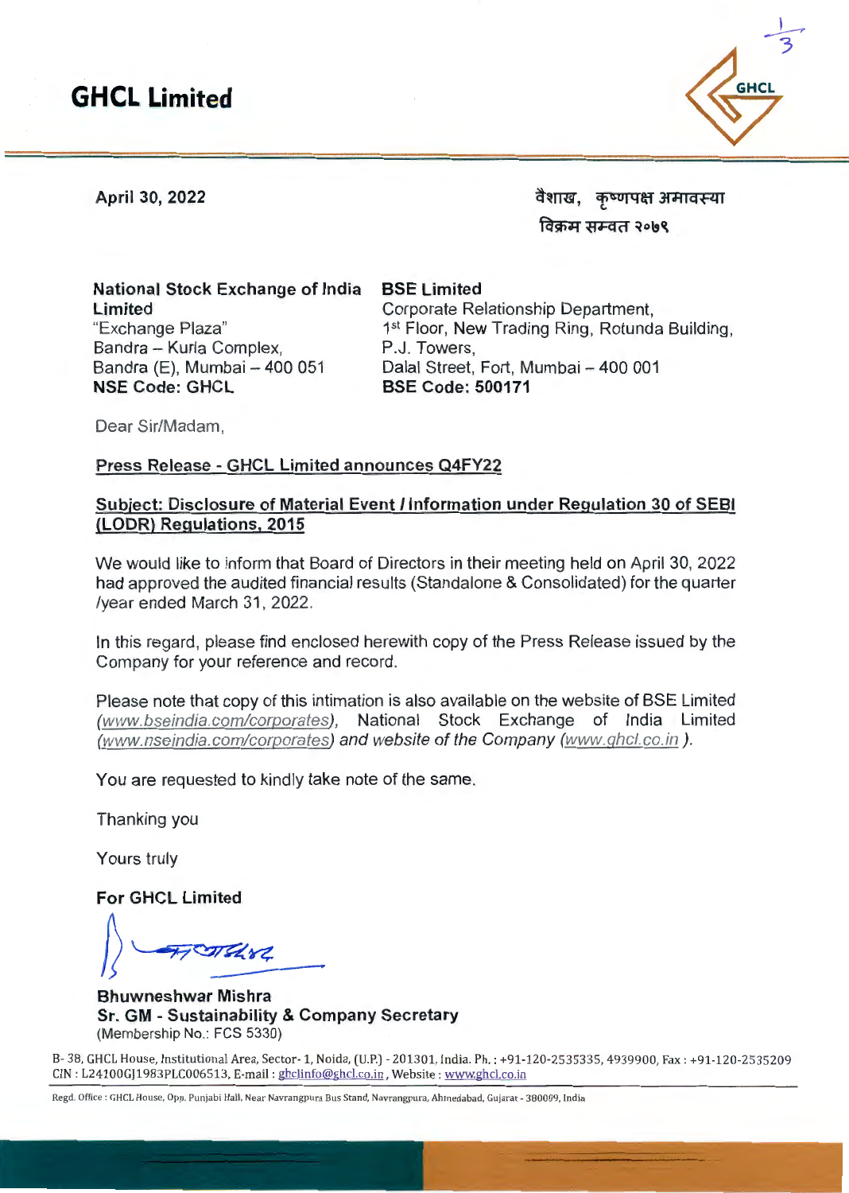# GHCL Limited

April 30, 2022

वैशाख, कृष्णपक्ष अमावस्या
विक्रम सम्वत २०७९

**National Stock Exchange of India Limited**
"Exchange Plaza"
Bandra – Kurla Complex,
Bandra (E), Mumbai – 400 051
**NSE Code: GHCL**

**BSE Limited**
Corporate Relationship Department,
1st Floor, New Trading Ring, Rotunda Building,
P.J. Towers,
Dalal Street, Fort, Mumbai – 400 001
**BSE Code: 500171**

Dear Sir/Madam,

**Press Release - GHCL Limited announces Q4FY22**

**Subject: Disclosure of Material Event / Information under Regulation 30 of SEBI (LODR) Regulations, 2015**

We would like to inform that Board of Directors in their meeting held on April 30, 2022 had approved the audited financial results (Standalone & Consolidated) for the quarter /year ended March 31, 2022.

In this regard, please find enclosed herewith copy of the Press Release issued by the Company for your reference and record.

Please note that copy of this intimation is also available on the website of BSE Limited *(www.bseindia.com/corporates)*, National Stock Exchange of India Limited *(www.nseindia.com/corporates) and website of the Company (www.ghcl.co.in ).*

You are requested to kindly take note of the same.

Thanking you

Yours truly

**For GHCL Limited**

**Bhuwneshwar Mishra**
**Sr. GM - Sustainability & Company Secretary**
(Membership No.: FCS 5330)

B- 38, GHCL House, Institutional Area, Sector- 1, Noida, (U.P.) - 201301, India. Ph. : +91-120-2535335, 4939900, Fax : +91-120-2535209
CIN : L24100GJ1983PLC006513, E-mail : ghclinfo@ghcl.co.in , Website : www.ghcl.co.in

Regd. Office : GHCL House, Opp. Punjabi Hall, Near Navrangpura Bus Stand, Navrangpura, Ahmedabad, Gujarat - 380009, India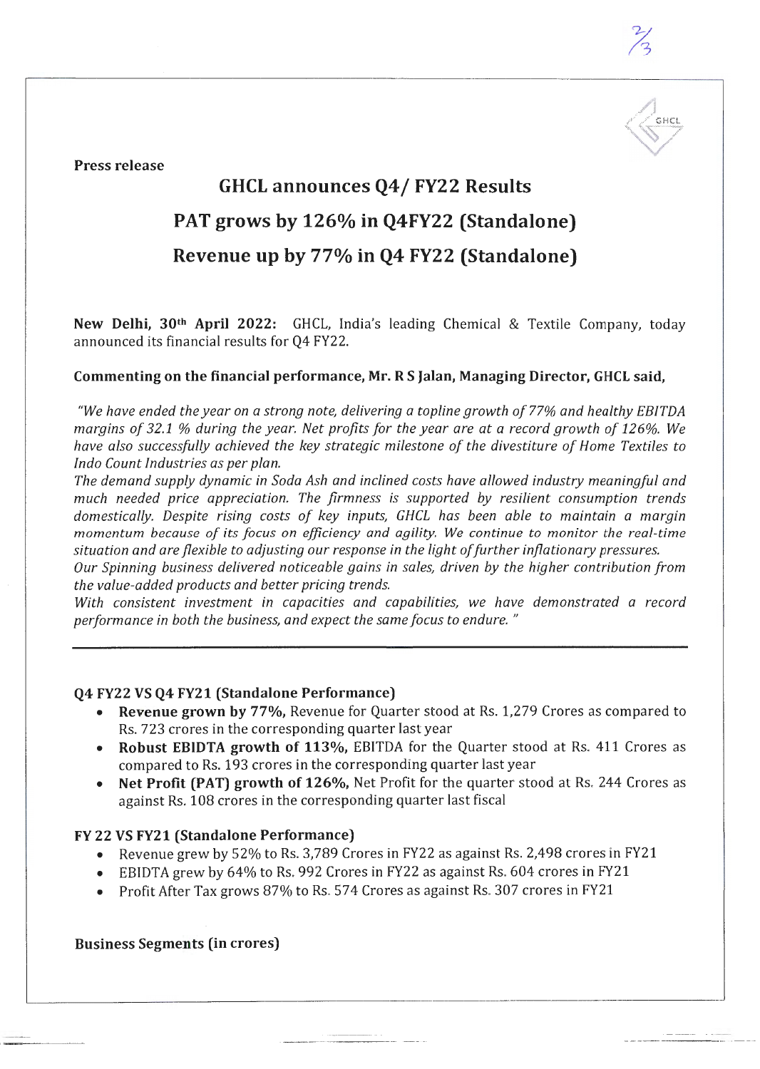**Press release**

# GHCL announces Q4/ FY22 Results

## PAT grows by 126% in Q4FY22 (Standalone)

## Revenue up by 77% in Q4 FY22 (Standalone)

**New Delhi, 30th April 2022:** GHCL, India's leading Chemical & Textile Company, today announced its financial results for Q4 FY22.

**Commenting on the financial performance, Mr. R S Jalan, Managing Director, GHCL said,**

*"We have ended the year on a strong note, delivering a topline growth of 77% and healthy EBITDA margins of 32.1 % during the year. Net profits for the year are at a record growth of 126%. We have also successfully achieved the key strategic milestone of the divestiture of Home Textiles to Indo Count Industries as per plan.*

*The demand supply dynamic in Soda Ash and inclined costs have allowed industry meaningful and much needed price appreciation. The firmness is supported by resilient consumption trends domestically. Despite rising costs of key inputs, GHCL has been able to maintain a margin momentum because of its focus on efficiency and agility. We continue to monitor the real-time situation and are flexible to adjusting our response in the light of further inflationary pressures.*

*Our Spinning business delivered noticeable gains in sales, driven by the higher contribution from the value-added products and better pricing trends.*

*With consistent investment in capacities and capabilities, we have demonstrated a record performance in both the business, and expect the same focus to endure. "*

### Q4 FY22 VS Q4 FY21 (Standalone Performance)

- **Revenue grown by 77%,** Revenue for Quarter stood at Rs. 1,279 Crores as compared to Rs. 723 crores in the corresponding quarter last year
- **Robust EBIDTA growth of 113%,** EBITDA for the Quarter stood at Rs. 411 Crores as compared to Rs. 193 crores in the corresponding quarter last year
- **Net Profit (PAT) growth of 126%,** Net Profit for the quarter stood at Rs. 244 Crores as against Rs. 108 crores in the corresponding quarter last fiscal

### FY 22 VS FY21 (Standalone Performance)

- Revenue grew by 52% to Rs. 3,789 Crores in FY22 as against Rs. 2,498 crores in FY21
- EBIDTA grew by 64% to Rs. 992 Crores in FY22 as against Rs. 604 crores in FY21
- Profit After Tax grows 87% to Rs. 574 Crores as against Rs. 307 crores in FY21

### Business Segments (in crores)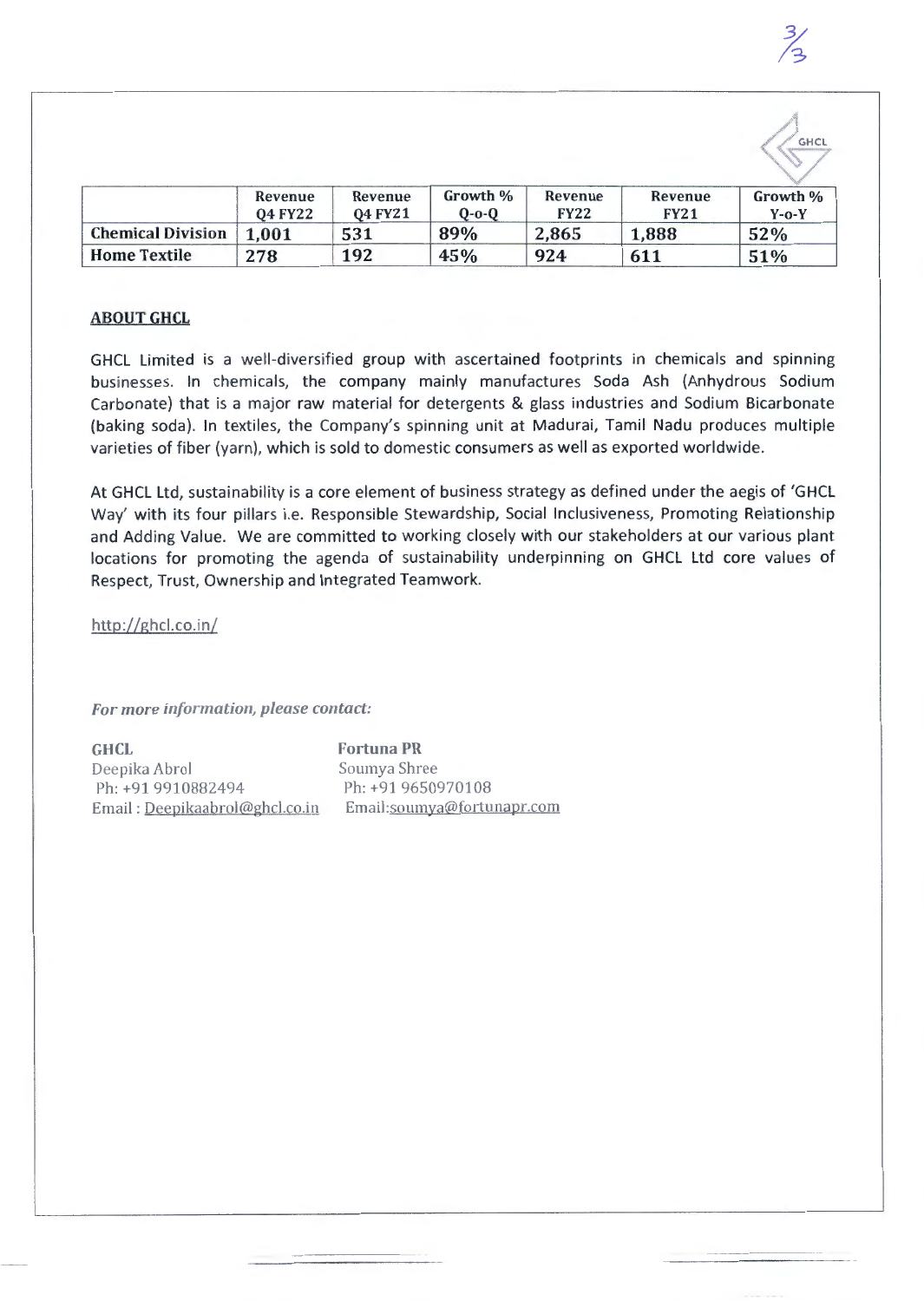| | Revenue Q4 FY22 | Revenue Q4 FY21 | Growth % Q-o-Q | Revenue FY22 | Revenue FY21 | Growth % Y-o-Y |
|---|---|---|---|---|---|---|
| Chemical Division | 1,001 | 531 | 89% | 2,865 | 1,888 | 52% |
| Home Textile | 278 | 192 | 45% | 924 | 611 | 51% |

## ABOUT GHCL

GHCL Limited is a well-diversified group with ascertained footprints in chemicals and spinning businesses. In chemicals, the company mainly manufactures Soda Ash (Anhydrous Sodium Carbonate) that is a major raw material for detergents & glass industries and Sodium Bicarbonate (baking soda). In textiles, the Company's spinning unit at Madurai, Tamil Nadu produces multiple varieties of fiber (yarn), which is sold to domestic consumers as well as exported worldwide.

At GHCL Ltd, sustainability is a core element of business strategy as defined under the aegis of 'GHCL Way' with its four pillars i.e. Responsible Stewardship, Social Inclusiveness, Promoting Relationship and Adding Value. We are committed to working closely with our stakeholders at our various plant locations for promoting the agenda of sustainability underpinning on GHCL Ltd core values of Respect, Trust, Ownership and Integrated Teamwork.

http://ghcl.co.in/

*For more information, please contact:*

**GHCL**
Deepika Abrol
Ph: +91 9910882494
Email : Deepikaabrol@ghcl.co.in

**Fortuna PR**
Soumya Shree
Ph: +91 9650970108
Email:soumya@fortunapr.com